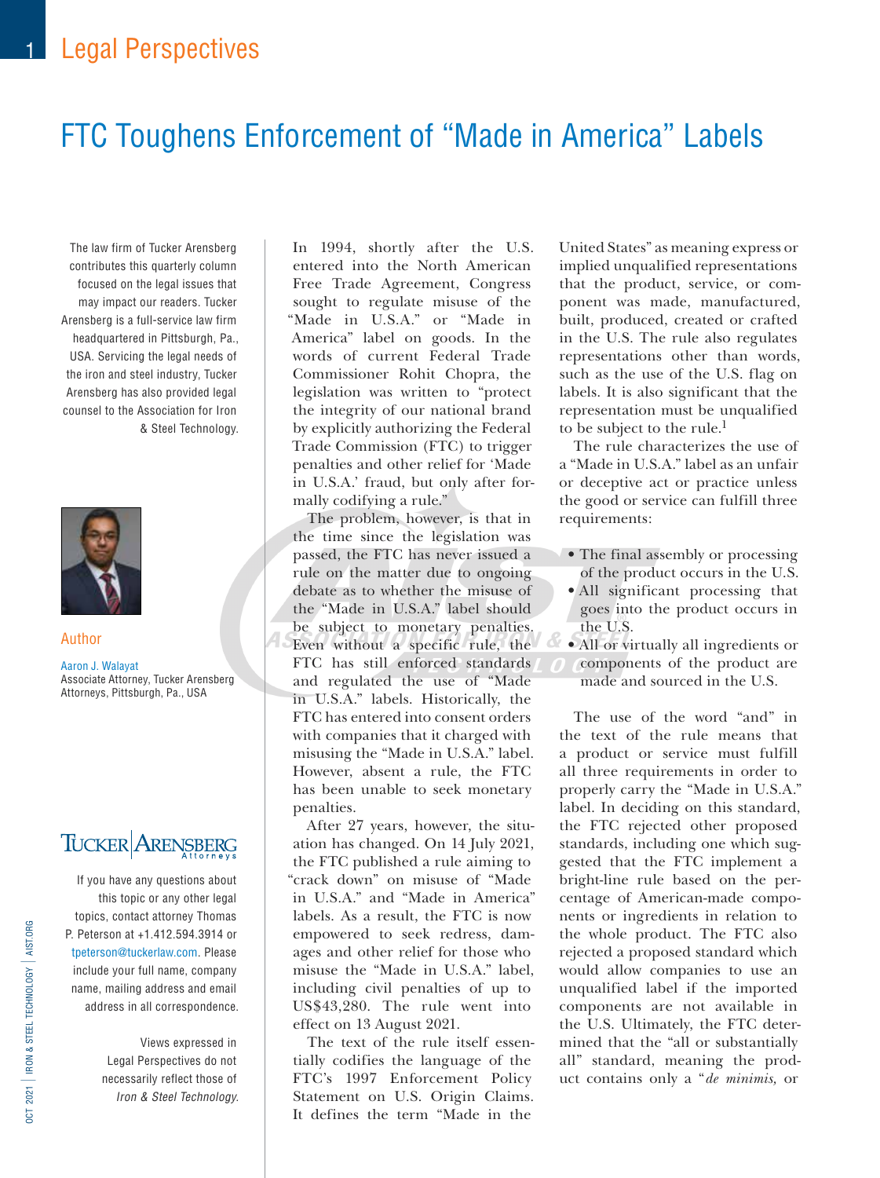# FTC Toughens Enforcement of "Made in America" Labels

The law firm of Tucker Arensberg contributes this quarterly column focused on the legal issues that may impact our readers. Tucker Arensberg is a full-service law firm headquartered in Pittsburgh, Pa., USA. Servicing the legal needs of the iron and steel industry, Tucker Arensberg has also provided legal counsel to the Association for Iron & Steel Technology.

**Author**

Aaron J. Walayat
Associate Attorney, Tucker Arensberg Attorneys, Pittsburgh, Pa., USA

If you have any questions about this topic or any other legal topics, contact attorney Thomas P. Peterson at +1.412.594.3914 or tpeterson@tuckerlaw.com. Please include your full name, company name, mailing address and email address in all correspondence.

Views expressed in Legal Perspectives do not necessarily reflect those of *Iron & Steel Technology*.

In 1994, shortly after the U.S. entered into the North American Free Trade Agreement, Congress sought to regulate misuse of the "Made in U.S.A." or "Made in America" label on goods. In the words of current Federal Trade Commissioner Rohit Chopra, the legislation was written to "protect the integrity of our national brand by explicitly authorizing the Federal Trade Commission (FTC) to trigger penalties and other relief for 'Made in U.S.A.' fraud, but only after formally codifying a rule."

The problem, however, is that in the time since the legislation was passed, the FTC has never issued a rule on the matter due to ongoing debate as to whether the misuse of the "Made in U.S.A." label should be subject to monetary penalties. Even without a specific rule, the FTC has still enforced standards and regulated the use of "Made in U.S.A." labels. Historically, the FTC has entered into consent orders with companies that it charged with misusing the "Made in U.S.A." label. However, absent a rule, the FTC has been unable to seek monetary penalties.

After 27 years, however, the situation has changed. On 14 July 2021, the FTC published a rule aiming to "crack down" on misuse of "Made in U.S.A." and "Made in America" labels. As a result, the FTC is now empowered to seek redress, damages and other relief for those who misuse the "Made in U.S.A." label, including civil penalties of up to US$43,280. The rule went into effect on 13 August 2021.

The text of the rule itself essentially codifies the language of the FTC's 1997 Enforcement Policy Statement on U.S. Origin Claims. It defines the term "Made in the United States" as meaning express or implied unqualified representations that the product, service, or component was made, manufactured, built, produced, created or crafted in the U.S. The rule also regulates representations other than words, such as the use of the U.S. flag on labels. It is also significant that the representation must be unqualified to be subject to the rule.[1]

The rule characterizes the use of a "Made in U.S.A." label as an unfair or deceptive act or practice unless the good or service can fulfill three requirements:

- The final assembly or processing of the product occurs in the U.S.
- All significant processing that goes into the product occurs in the U.S.
- All or virtually all ingredients or components of the product are made and sourced in the U.S.

The use of the word "and" in the text of the rule means that a product or service must fulfill all three requirements in order to properly carry the "Made in U.S.A." label. In deciding on this standard, the FTC rejected other proposed standards, including one which suggested that the FTC implement a bright-line rule based on the percentage of American-made components or ingredients in relation to the whole product. The FTC also rejected a proposed standard which would allow companies to use an unqualified label if the imported components are not available in the U.S. Ultimately, the FTC determined that the "all or substantially all" standard, meaning the product contains only a "*de minimis,* or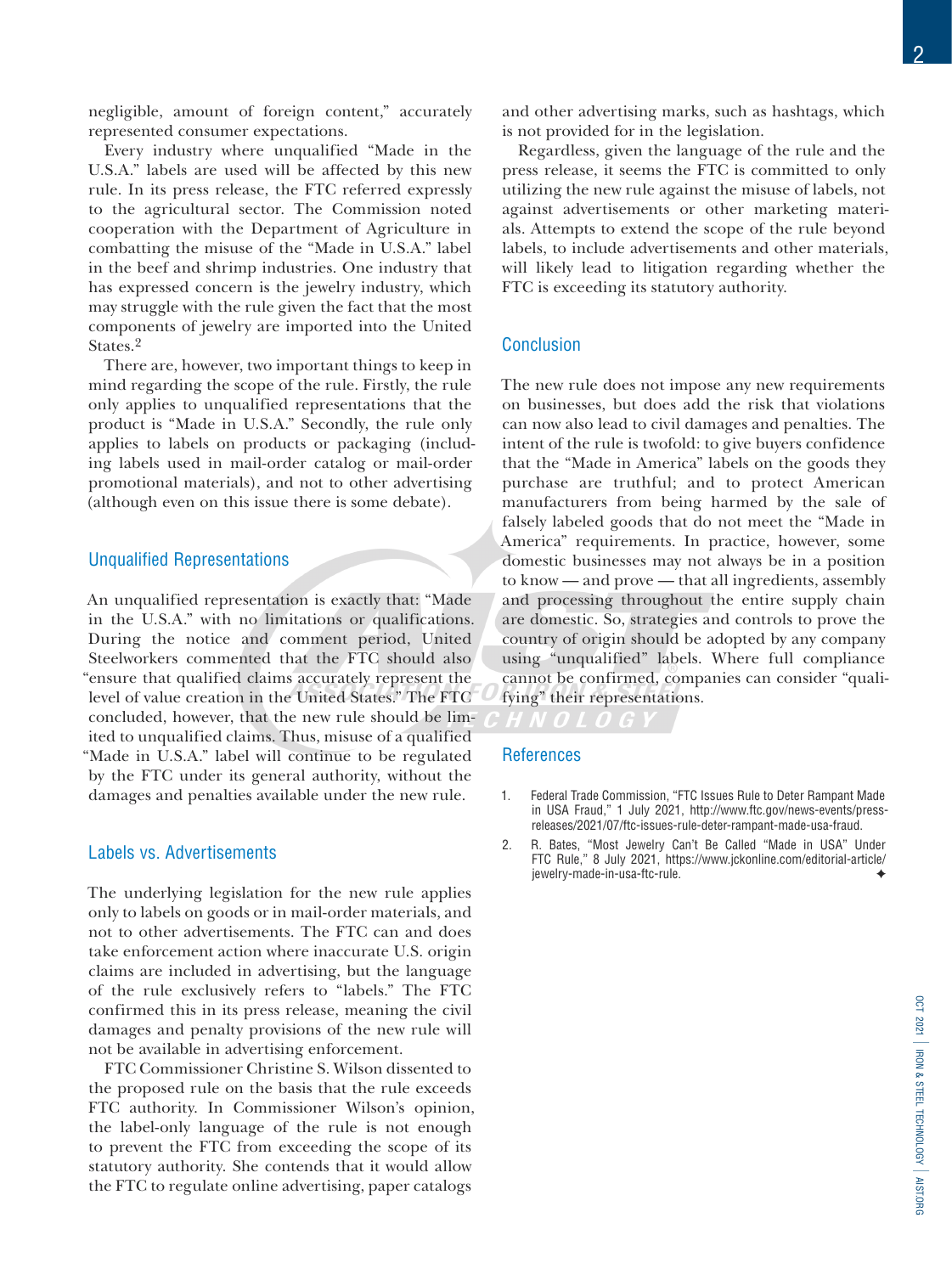negligible, amount of foreign content," accurately represented consumer expectations.

Every industry where unqualified "Made in the U.S.A." labels are used will be affected by this new rule. In its press release, the FTC referred expressly to the agricultural sector. The Commission noted cooperation with the Department of Agriculture in combatting the misuse of the "Made in U.S.A." label in the beef and shrimp industries. One industry that has expressed concern is the jewelry industry, which may struggle with the rule given the fact that the most components of jewelry are imported into the United States.[2]

There are, however, two important things to keep in mind regarding the scope of the rule. Firstly, the rule only applies to unqualified representations that the product is "Made in U.S.A." Secondly, the rule only applies to labels on products or packaging (including labels used in mail-order catalog or mail-order promotional materials), and not to other advertising (although even on this issue there is some debate).

## Unqualified Representations

An unqualified representation is exactly that: "Made in the U.S.A." with no limitations or qualifications. During the notice and comment period, United Steelworkers commented that the FTC should also "ensure that qualified claims accurately represent the level of value creation in the United States." The FTC concluded, however, that the new rule should be limited to unqualified claims. Thus, misuse of a qualified "Made in U.S.A." label will continue to be regulated by the FTC under its general authority, without the damages and penalties available under the new rule.

## Labels vs. Advertisements

The underlying legislation for the new rule applies only to labels on goods or in mail-order materials, and not to other advertisements. The FTC can and does take enforcement action where inaccurate U.S. origin claims are included in advertising, but the language of the rule exclusively refers to "labels." The FTC confirmed this in its press release, meaning the civil damages and penalty provisions of the new rule will not be available in advertising enforcement.

FTC Commissioner Christine S. Wilson dissented to the proposed rule on the basis that the rule exceeds FTC authority. In Commissioner Wilson's opinion, the label-only language of the rule is not enough to prevent the FTC from exceeding the scope of its statutory authority. She contends that it would allow the FTC to regulate online advertising, paper catalogs and other advertising marks, such as hashtags, which is not provided for in the legislation.

Regardless, given the language of the rule and the press release, it seems the FTC is committed to only utilizing the new rule against the misuse of labels, not against advertisements or other marketing materials. Attempts to extend the scope of the rule beyond labels, to include advertisements and other materials, will likely lead to litigation regarding whether the FTC is exceeding its statutory authority.

## Conclusion

The new rule does not impose any new requirements on businesses, but does add the risk that violations can now also lead to civil damages and penalties. The intent of the rule is twofold: to give buyers confidence that the "Made in America" labels on the goods they purchase are truthful; and to protect American manufacturers from being harmed by the sale of falsely labeled goods that do not meet the "Made in America" requirements. In practice, however, some domestic businesses may not always be in a position to know — and prove — that all ingredients, assembly and processing throughout the entire supply chain are domestic. So, strategies and controls to prove the country of origin should be adopted by any company using "unqualified" labels. Where full compliance cannot be confirmed, companies can consider "qualifying" their representations.

## References

1. Federal Trade Commission, "FTC Issues Rule to Deter Rampant Made in USA Fraud," 1 July 2021, http://www.ftc.gov/news-events/press-releases/2021/07/ftc-issues-rule-deter-rampant-made-usa-fraud.
2. R. Bates, "Most Jewelry Can't Be Called "Made in USA" Under FTC Rule," 8 July 2021, https://www.jckonline.com/editorial-article/jewelry-made-in-usa-ftc-rule. ✦